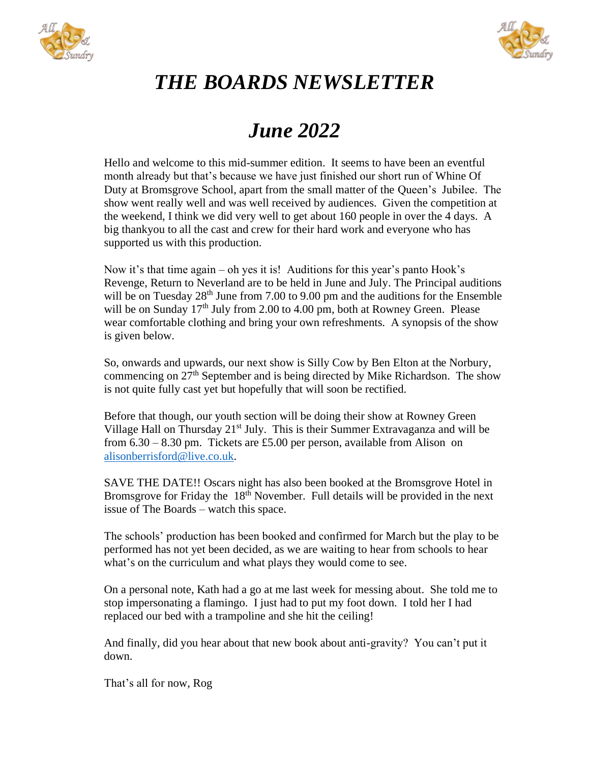# *THE BOARDS NEWSLETTER*

## *June 2022*

Hello and welcome to this mid-summer edition. It seems to have been an eventful month already but that's because we have just finished our short run of Whine Of Duty at Bromsgrove School, apart from the small matter of the Queen's Jubilee. The show went really well and was well received by audiences. Given the competition at the weekend, I think we did very well to get about 160 people in over the 4 days. A big thankyou to all the cast and crew for their hard work and everyone who has supported us with this production.

Now it's that time again – oh yes it is! Auditions for this year's panto Hook's Revenge, Return to Neverland are to be held in June and July. The Principal auditions will be on Tuesday 28th June from 7.00 to 9.00 pm and the auditions for the Ensemble will be on Sunday 17th July from 2.00 to 4.00 pm, both at Rowney Green. Please wear comfortable clothing and bring your own refreshments. A synopsis of the show is given below.

So, onwards and upwards, our next show is Silly Cow by Ben Elton at the Norbury, commencing on 27th September and is being directed by Mike Richardson. The show is not quite fully cast yet but hopefully that will soon be rectified.

Before that though, our youth section will be doing their show at Rowney Green Village Hall on Thursday 21st July. This is their Summer Extravaganza and will be from 6.30 – 8.30 pm. Tickets are £5.00 per person, available from Alison on alisonberrisford@live.co.uk.

SAVE THE DATE!! Oscars night has also been booked at the Bromsgrove Hotel in Bromsgrove for Friday the 18th November. Full details will be provided in the next issue of The Boards – watch this space.

The schools' production has been booked and confirmed for March but the play to be performed has not yet been decided, as we are waiting to hear from schools to hear what's on the curriculum and what plays they would come to see.

On a personal note, Kath had a go at me last week for messing about. She told me to stop impersonating a flamingo. I just had to put my foot down. I told her I had replaced our bed with a trampoline and she hit the ceiling!

And finally, did you hear about that new book about anti-gravity? You can't put it down.

That's all for now, Rog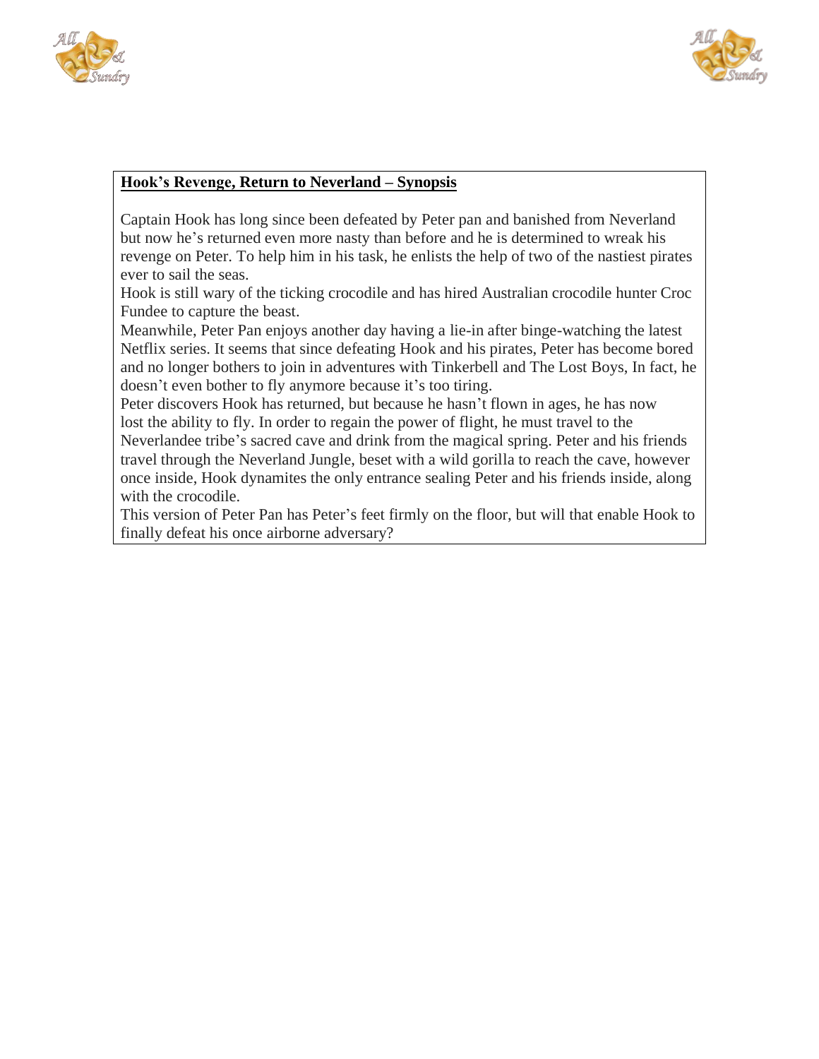**Hook's Revenge, Return to Neverland – Synopsis**

Captain Hook has long since been defeated by Peter pan and banished from Neverland but now he's returned even more nasty than before and he is determined to wreak his revenge on Peter. To help him in his task, he enlists the help of two of the nastiest pirates ever to sail the seas.

Hook is still wary of the ticking crocodile and has hired Australian crocodile hunter Croc Fundee to capture the beast.

Meanwhile, Peter Pan enjoys another day having a lie-in after binge-watching the latest Netflix series. It seems that since defeating Hook and his pirates, Peter has become bored and no longer bothers to join in adventures with Tinkerbell and The Lost Boys, In fact, he doesn't even bother to fly anymore because it's too tiring.

Peter discovers Hook has returned, but because he hasn't flown in ages, he has now lost the ability to fly. In order to regain the power of flight, he must travel to the Neverlandee tribe's sacred cave and drink from the magical spring. Peter and his friends travel through the Neverland Jungle, beset with a wild gorilla to reach the cave, however once inside, Hook dynamites the only entrance sealing Peter and his friends inside, along with the crocodile.

This version of Peter Pan has Peter's feet firmly on the floor, but will that enable Hook to finally defeat his once airborne adversary?